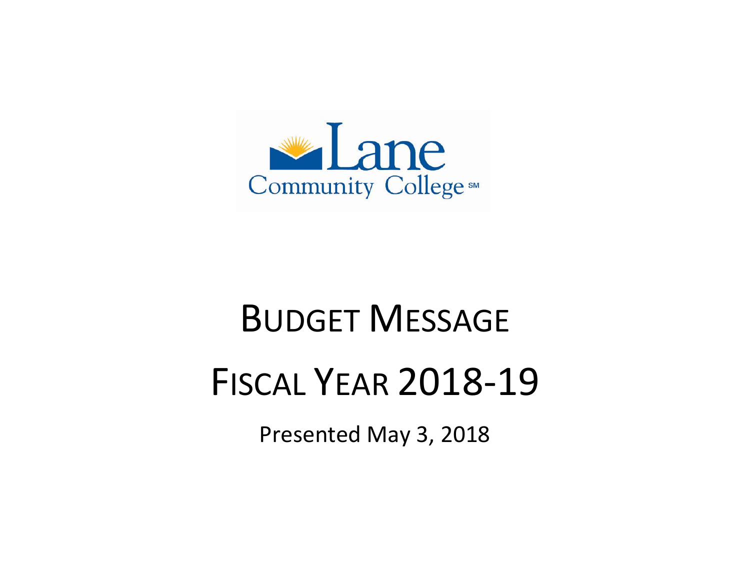Lane Community College

# Budget Message

# Fiscal Year 2018-19

Presented May 3, 2018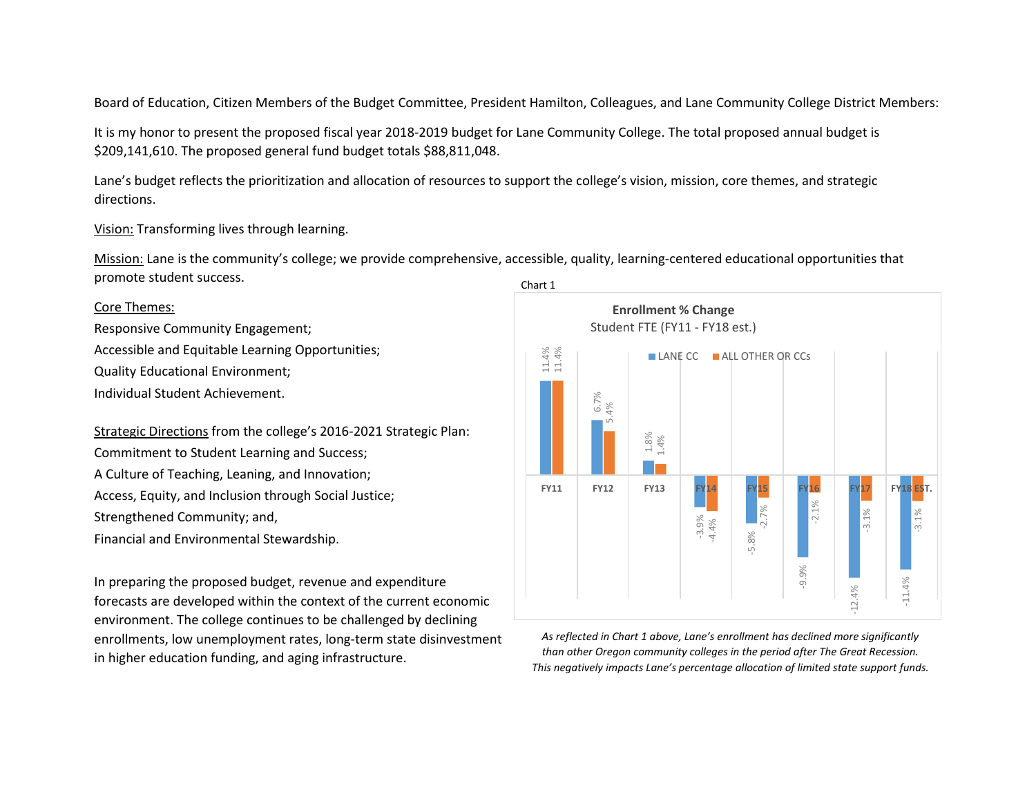Board of Education, Citizen Members of the Budget Committee, President Hamilton, Colleagues, and Lane Community College District Members:

It is my honor to present the proposed fiscal year 2018-2019 budget for Lane Community College. The total proposed annual budget is $209,141,610. The proposed general fund budget totals $88,811,048.

Lane's budget reflects the prioritization and allocation of resources to support the college's vision, mission, core themes, and strategic directions.

Vision: Transforming lives through learning.

Mission: Lane is the community's college; we provide comprehensive, accessible, quality, learning-centered educational opportunities that promote student success.

Core Themes:

Responsive Community Engagement;
Accessible and Equitable Learning Opportunities;
Quality Educational Environment;
Individual Student Achievement.

Strategic Directions from the college's 2016-2021 Strategic Plan:

Commitment to Student Learning and Success;
A Culture of Teaching, Leaning, and Innovation;
Access, Equity, and Inclusion through Social Justice;
Strengthened Community; and,
Financial and Environmental Stewardship.

In preparing the proposed budget, revenue and expenditure forecasts are developed within the context of the current economic environment. The college continues to be challenged by declining enrollments, low unemployment rates, long-term state disinvestment in higher education funding, and aging infrastructure.

Chart 1

**Enrollment % Change**
Student FTE (FY11 - FY18 est.)

| | FY11 | FY12 | FY13 | FY14 | FY15 | FY16 | FY17 | FY18 EST. |
|---|---|---|---|---|---|---|---|---|
| LANE CC | 11.4% | 6.7% | 1.8% | -3.9% | -5.8% | -9.9% | -12.4% | -11.4% |
| ALL OTHER OR CCs | 11.4% | 5.4% | 1.4% | -4.4% | -2.7% | -2.1% | -3.1% | -3.1% |

*As reflected in Chart 1 above, Lane's enrollment has declined more significantly than other Oregon community colleges in the period after The Great Recession. This negatively impacts Lane's percentage allocation of limited state support funds.*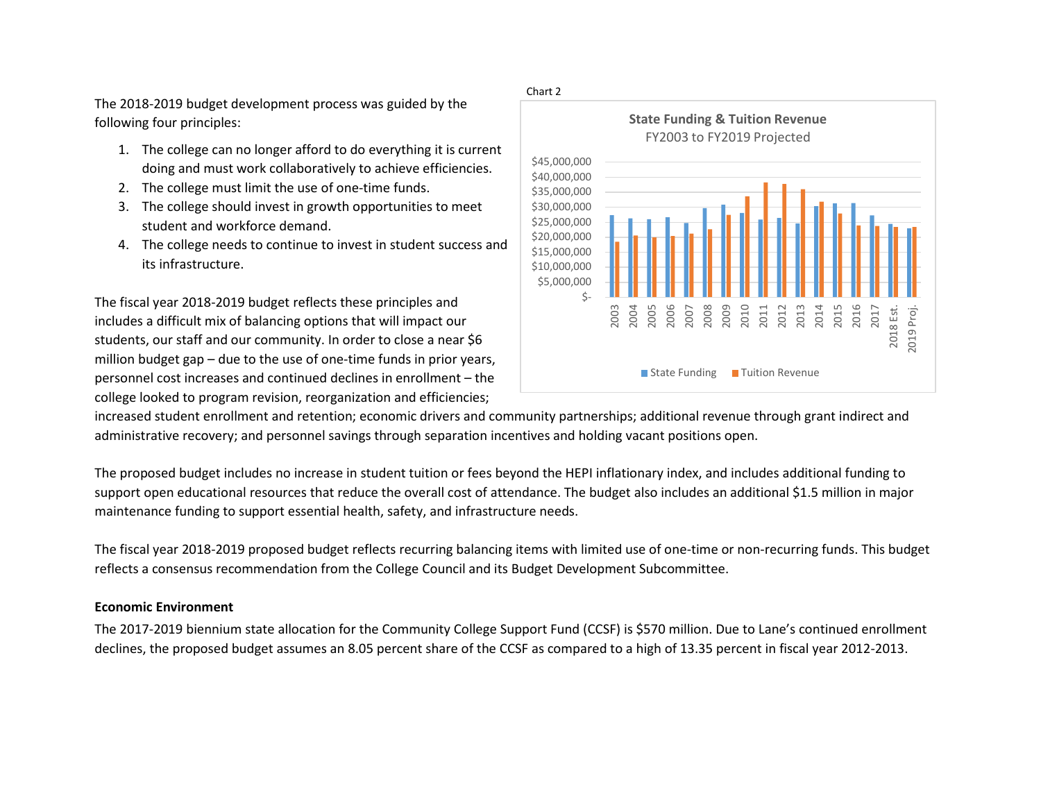The 2018-2019 budget development process was guided by the following four principles:

1. The college can no longer afford to do everything it is current doing and must work collaboratively to achieve efficiencies.
2. The college must limit the use of one-time funds.
3. The college should invest in growth opportunities to meet student and workforce demand.
4. The college needs to continue to invest in student success and its infrastructure.

Chart 2

**State Funding & Tuition Revenue**
FY2003 to FY2019 Projected

The fiscal year 2018-2019 budget reflects these principles and includes a difficult mix of balancing options that will impact our students, our staff and our community. In order to close a near $6 million budget gap – due to the use of one-time funds in prior years, personnel cost increases and continued declines in enrollment – the college looked to program revision, reorganization and efficiencies; increased student enrollment and retention; economic drivers and community partnerships; additional revenue through grant indirect and administrative recovery; and personnel savings through separation incentives and holding vacant positions open.

The proposed budget includes no increase in student tuition or fees beyond the HEPI inflationary index, and includes additional funding to support open educational resources that reduce the overall cost of attendance. The budget also includes an additional $1.5 million in major maintenance funding to support essential health, safety, and infrastructure needs.

The fiscal year 2018-2019 proposed budget reflects recurring balancing items with limited use of one-time or non-recurring funds. This budget reflects a consensus recommendation from the College Council and its Budget Development Subcommittee.

**Economic Environment**

The 2017-2019 biennium state allocation for the Community College Support Fund (CCSF) is $570 million. Due to Lane's continued enrollment declines, the proposed budget assumes an 8.05 percent share of the CCSF as compared to a high of 13.35 percent in fiscal year 2012-2013.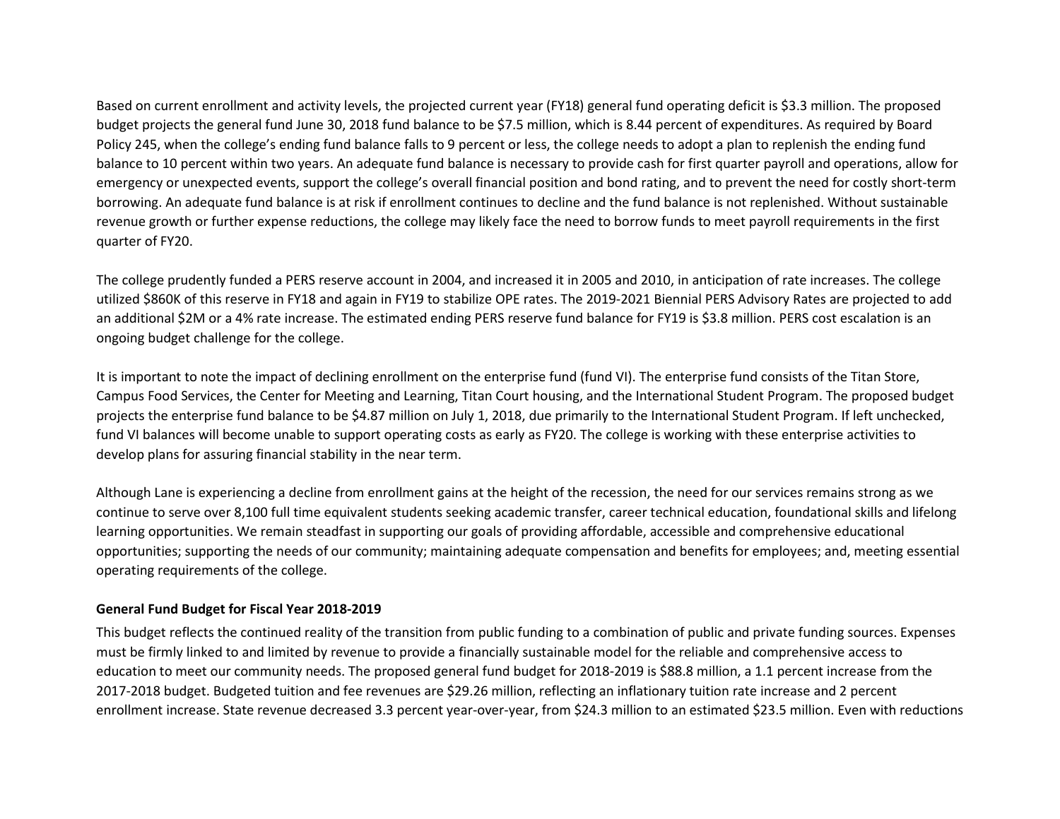Based on current enrollment and activity levels, the projected current year (FY18) general fund operating deficit is $3.3 million. The proposed budget projects the general fund June 30, 2018 fund balance to be $7.5 million, which is 8.44 percent of expenditures. As required by Board Policy 245, when the college's ending fund balance falls to 9 percent or less, the college needs to adopt a plan to replenish the ending fund balance to 10 percent within two years. An adequate fund balance is necessary to provide cash for first quarter payroll and operations, allow for emergency or unexpected events, support the college's overall financial position and bond rating, and to prevent the need for costly short-term borrowing. An adequate fund balance is at risk if enrollment continues to decline and the fund balance is not replenished. Without sustainable revenue growth or further expense reductions, the college may likely face the need to borrow funds to meet payroll requirements in the first quarter of FY20.

The college prudently funded a PERS reserve account in 2004, and increased it in 2005 and 2010, in anticipation of rate increases. The college utilized $860K of this reserve in FY18 and again in FY19 to stabilize OPE rates. The 2019-2021 Biennial PERS Advisory Rates are projected to add an additional $2M or a 4% rate increase. The estimated ending PERS reserve fund balance for FY19 is $3.8 million. PERS cost escalation is an ongoing budget challenge for the college.

It is important to note the impact of declining enrollment on the enterprise fund (fund VI). The enterprise fund consists of the Titan Store, Campus Food Services, the Center for Meeting and Learning, Titan Court housing, and the International Student Program. The proposed budget projects the enterprise fund balance to be $4.87 million on July 1, 2018, due primarily to the International Student Program. If left unchecked, fund VI balances will become unable to support operating costs as early as FY20. The college is working with these enterprise activities to develop plans for assuring financial stability in the near term.

Although Lane is experiencing a decline from enrollment gains at the height of the recession, the need for our services remains strong as we continue to serve over 8,100 full time equivalent students seeking academic transfer, career technical education, foundational skills and lifelong learning opportunities. We remain steadfast in supporting our goals of providing affordable, accessible and comprehensive educational opportunities; supporting the needs of our community; maintaining adequate compensation and benefits for employees; and, meeting essential operating requirements of the college.

**General Fund Budget for Fiscal Year 2018-2019**

This budget reflects the continued reality of the transition from public funding to a combination of public and private funding sources. Expenses must be firmly linked to and limited by revenue to provide a financially sustainable model for the reliable and comprehensive access to education to meet our community needs. The proposed general fund budget for 2018-2019 is $88.8 million, a 1.1 percent increase from the 2017-2018 budget. Budgeted tuition and fee revenues are $29.26 million, reflecting an inflationary tuition rate increase and 2 percent enrollment increase. State revenue decreased 3.3 percent year-over-year, from $24.3 million to an estimated $23.5 million. Even with reductions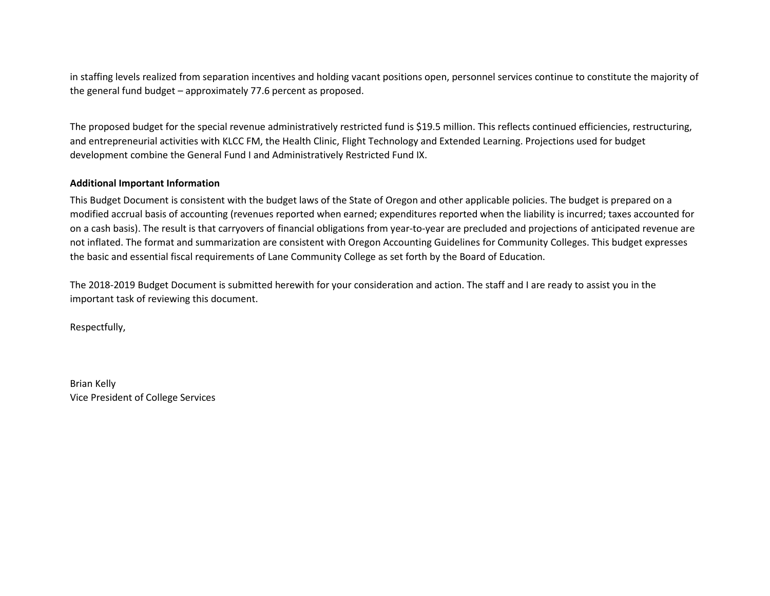in staffing levels realized from separation incentives and holding vacant positions open, personnel services continue to constitute the majority of the general fund budget – approximately 77.6 percent as proposed.

The proposed budget for the special revenue administratively restricted fund is $19.5 million. This reflects continued efficiencies, restructuring, and entrepreneurial activities with KLCC FM, the Health Clinic, Flight Technology and Extended Learning. Projections used for budget development combine the General Fund I and Administratively Restricted Fund IX.

**Additional Important Information**

This Budget Document is consistent with the budget laws of the State of Oregon and other applicable policies. The budget is prepared on a modified accrual basis of accounting (revenues reported when earned; expenditures reported when the liability is incurred; taxes accounted for on a cash basis). The result is that carryovers of financial obligations from year-to-year are precluded and projections of anticipated revenue are not inflated. The format and summarization are consistent with Oregon Accounting Guidelines for Community Colleges. This budget expresses the basic and essential fiscal requirements of Lane Community College as set forth by the Board of Education.

The 2018-2019 Budget Document is submitted herewith for your consideration and action. The staff and I are ready to assist you in the important task of reviewing this document.

Respectfully,

Brian Kelly
Vice President of College Services